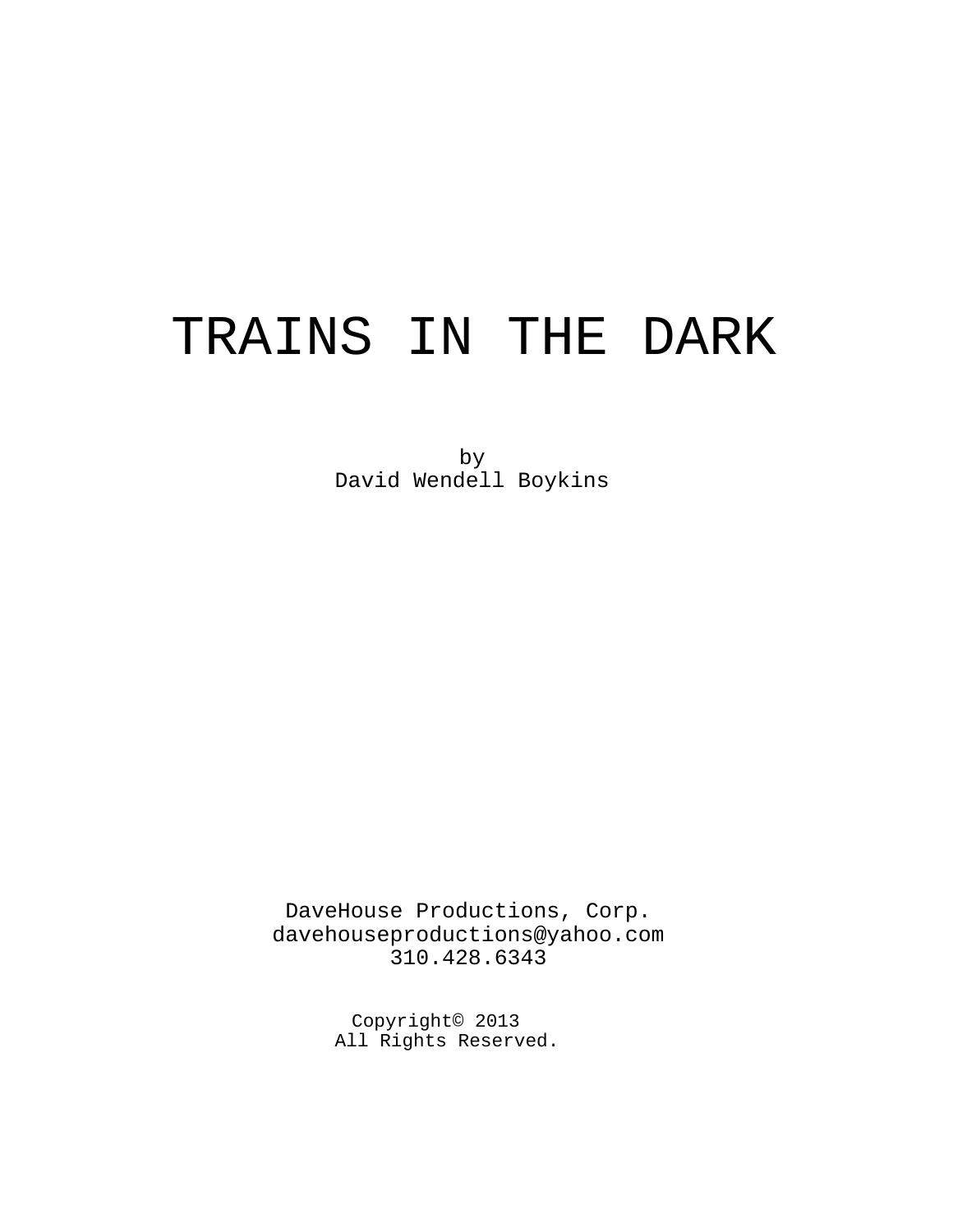# TRAINS IN THE DARK

by
David Wendell Boykins

DaveHouse Productions, Corp.
davehouseproductions@yahoo.com
310.428.6343

Copyright© 2013
All Rights Reserved.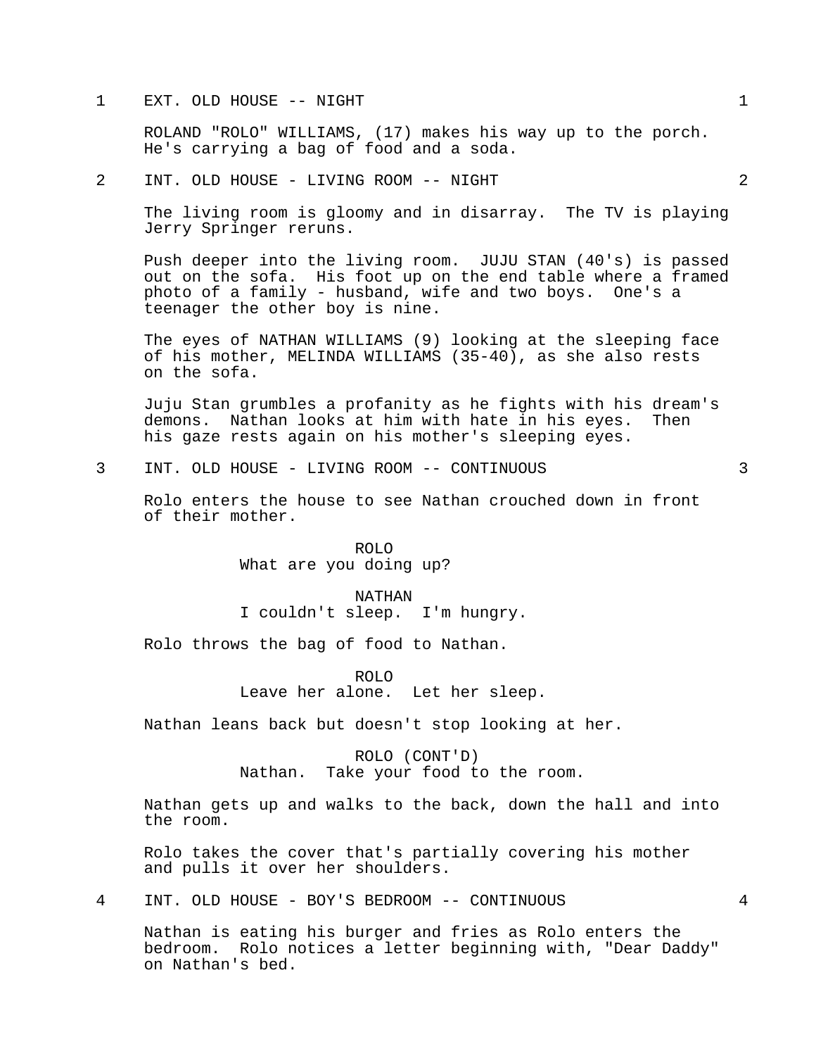1 EXT. OLD HOUSE -- NIGHT 1

ROLAND "ROLO" WILLIAMS, (17) makes his way up to the porch. He's carrying a bag of food and a soda.

2 INT. OLD HOUSE - LIVING ROOM -- NIGHT 2

The living room is gloomy and in disarray. The TV is playing Jerry Springer reruns.

Push deeper into the living room. JUJU STAN (40's) is passed out on the sofa. His foot up on the end table where a framed photo of a family - husband, wife and two boys. One's a teenager the other boy is nine.

The eyes of NATHAN WILLIAMS (9) looking at the sleeping face of his mother, MELINDA WILLIAMS (35-40), as she also rests on the sofa.

Juju Stan grumbles a profanity as he fights with his dream's demons. Nathan looks at him with hate in his eyes. Then his gaze rests again on his mother's sleeping eyes.

3 INT. OLD HOUSE - LIVING ROOM -- CONTINUOUS 3

Rolo enters the house to see Nathan crouched down in front of their mother.

ROLO
What are you doing up?

NATHAN
I couldn't sleep. I'm hungry.

Rolo throws the bag of food to Nathan.

ROLO
Leave her alone. Let her sleep.

Nathan leans back but doesn't stop looking at her.

ROLO (CONT'D)
Nathan. Take your food to the room.

Nathan gets up and walks to the back, down the hall and into the room.

Rolo takes the cover that's partially covering his mother and pulls it over her shoulders.

4 INT. OLD HOUSE - BOY'S BEDROOM -- CONTINUOUS 4

Nathan is eating his burger and fries as Rolo enters the bedroom. Rolo notices a letter beginning with, "Dear Daddy" on Nathan's bed.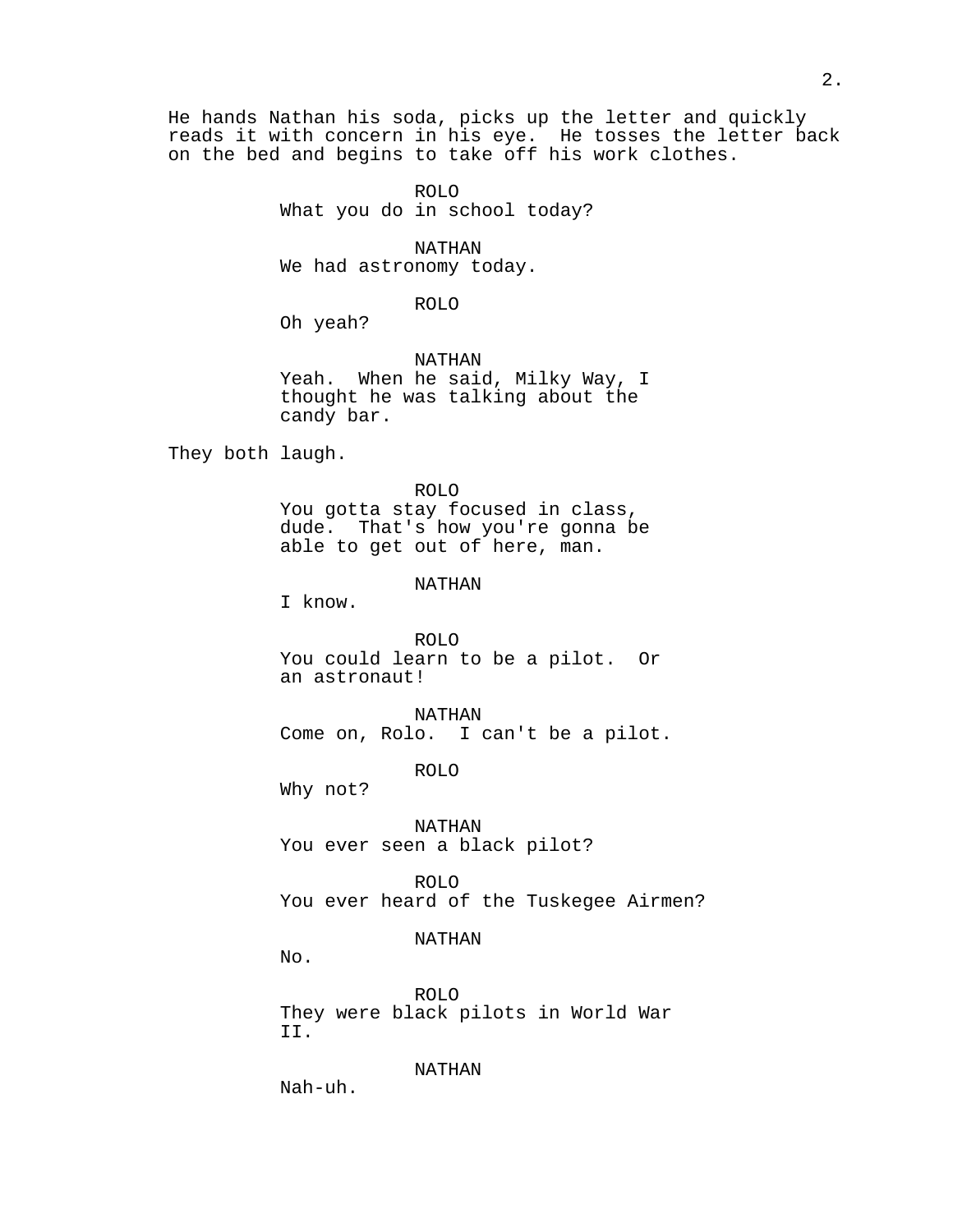He hands Nathan his soda, picks up the letter and quickly reads it with concern in his eye. He tosses the letter back on the bed and begins to take off his work clothes.

ROLO
What you do in school today?

NATHAN
We had astronomy today.

ROLO
Oh yeah?

NATHAN
Yeah. When he said, Milky Way, I thought he was talking about the candy bar.

They both laugh.

ROLO
You gotta stay focused in class, dude. That's how you're gonna be able to get out of here, man.

NATHAN
I know.

ROLO
You could learn to be a pilot. Or an astronaut!

NATHAN
Come on, Rolo. I can't be a pilot.

ROLO
Why not?

NATHAN
You ever seen a black pilot?

ROLO
You ever heard of the Tuskegee Airmen?

NATHAN
No.

ROLO
They were black pilots in World War II.

NATHAN
Nah-uh.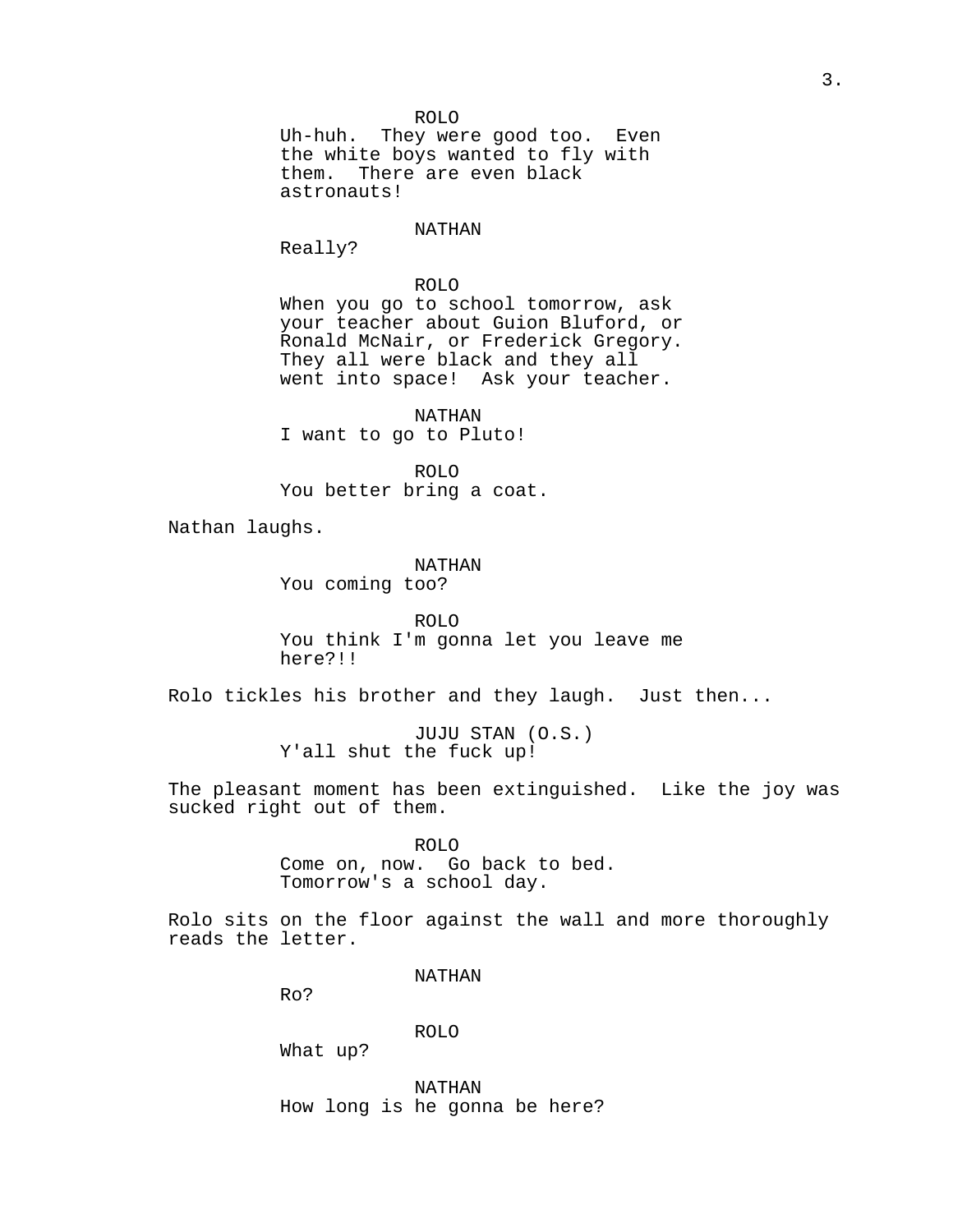ROLO
Uh-huh. They were good too. Even the white boys wanted to fly with them. There are even black astronauts!

NATHAN
Really?

ROLO
When you go to school tomorrow, ask your teacher about Guion Bluford, or Ronald McNair, or Frederick Gregory. They all were black and they all went into space! Ask your teacher.

NATHAN
I want to go to Pluto!

ROLO
You better bring a coat.

Nathan laughs.

NATHAN
You coming too?

ROLO
You think I'm gonna let you leave me here?!!

Rolo tickles his brother and they laugh. Just then...

JUJU STAN (O.S.)
Y'all shut the fuck up!

The pleasant moment has been extinguished. Like the joy was sucked right out of them.

ROLO
Come on, now. Go back to bed. Tomorrow's a school day.

Rolo sits on the floor against the wall and more thoroughly reads the letter.

NATHAN
Ro?

ROLO
What up?

NATHAN
How long is he gonna be here?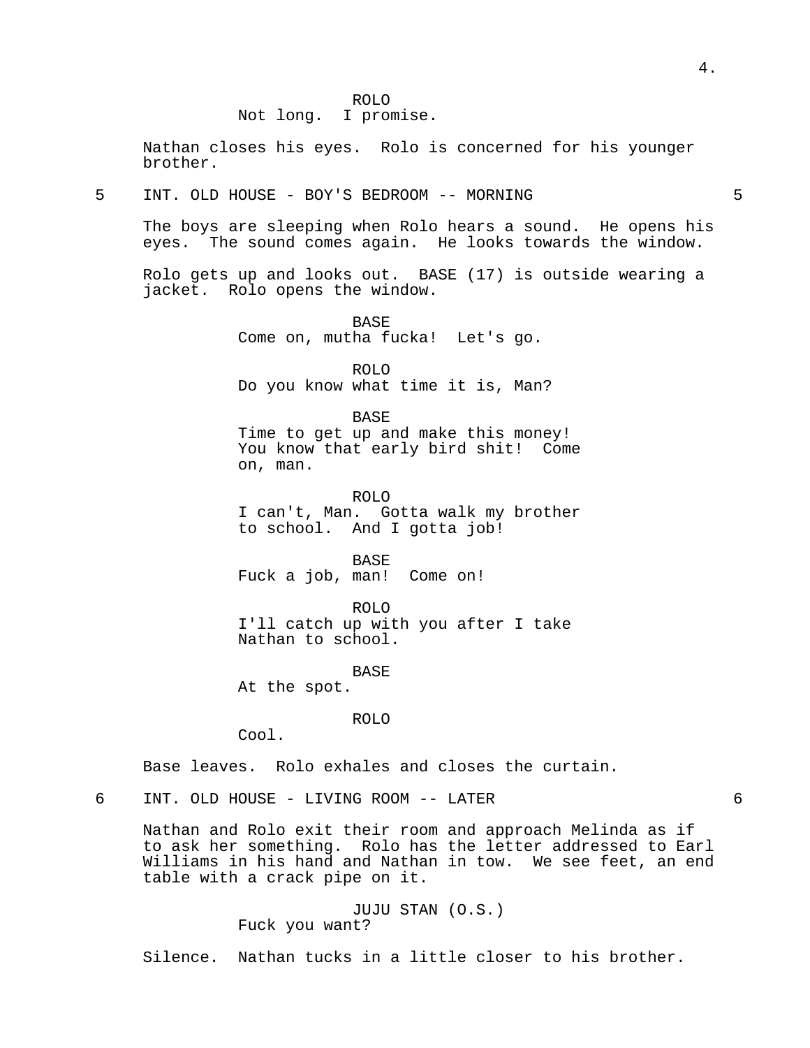ROLO
Not long. I promise.

Nathan closes his eyes. Rolo is concerned for his younger brother.

5 INT. OLD HOUSE - BOY'S BEDROOM -- MORNING 5

The boys are sleeping when Rolo hears a sound. He opens his eyes. The sound comes again. He looks towards the window.

Rolo gets up and looks out. BASE (17) is outside wearing a jacket. Rolo opens the window.

BASE
Come on, mutha fucka! Let's go.

ROLO
Do you know what time it is, Man?

BASE
Time to get up and make this money! You know that early bird shit! Come on, man.

ROLO
I can't, Man. Gotta walk my brother to school. And I gotta job!

BASE
Fuck a job, man! Come on!

ROLO
I'll catch up with you after I take Nathan to school.

BASE
At the spot.

ROLO
Cool.

Base leaves. Rolo exhales and closes the curtain.

6 INT. OLD HOUSE - LIVING ROOM -- LATER 6

Nathan and Rolo exit their room and approach Melinda as if to ask her something. Rolo has the letter addressed to Earl Williams in his hand and Nathan in tow. We see feet, an end table with a crack pipe on it.

JUJU STAN (O.S.)
Fuck you want?

Silence. Nathan tucks in a little closer to his brother.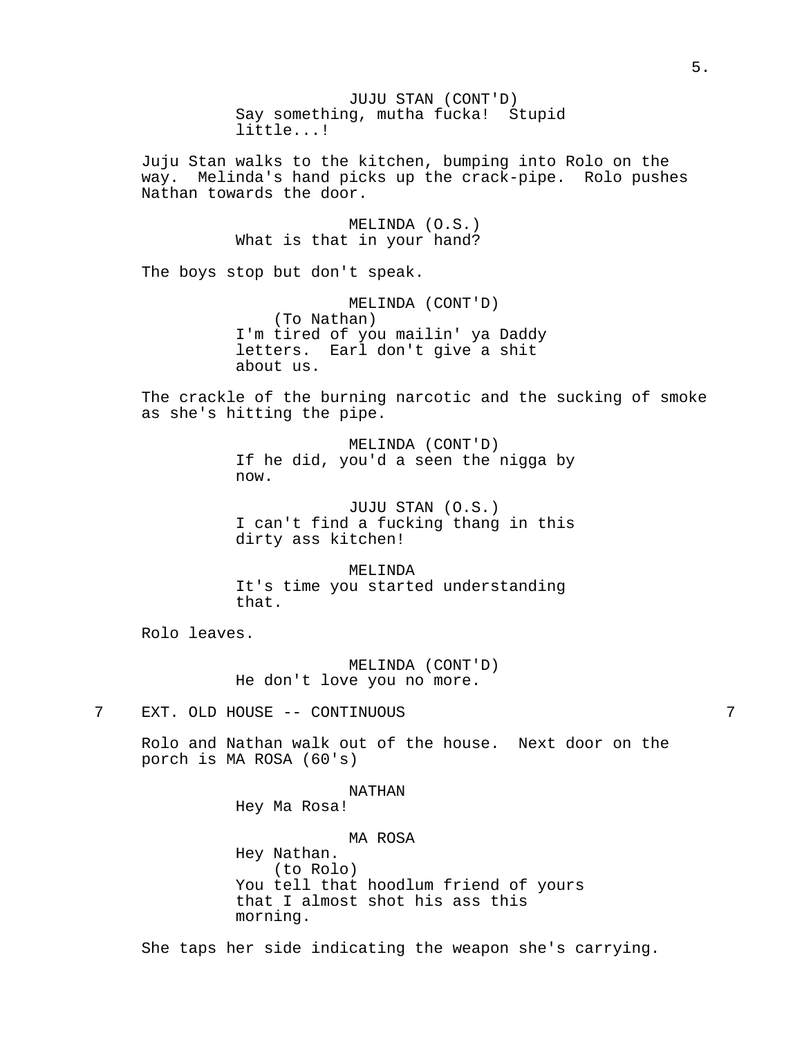JUJU STAN (CONT'D)
Say something, mutha fucka! Stupid little...!

Juju Stan walks to the kitchen, bumping into Rolo on the way. Melinda's hand picks up the crack-pipe. Rolo pushes Nathan towards the door.

MELINDA (O.S.)
What is that in your hand?

The boys stop but don't speak.

MELINDA (CONT'D)
(To Nathan)
I'm tired of you mailin' ya Daddy letters. Earl don't give a shit about us.

The crackle of the burning narcotic and the sucking of smoke as she's hitting the pipe.

MELINDA (CONT'D)
If he did, you'd a seen the nigga by now.

JUJU STAN (O.S.)
I can't find a fucking thang in this dirty ass kitchen!

MELINDA
It's time you started understanding that.

Rolo leaves.

MELINDA (CONT'D)
He don't love you no more.

7 EXT. OLD HOUSE -- CONTINUOUS 7

Rolo and Nathan walk out of the house. Next door on the porch is MA ROSA (60's)

NATHAN
Hey Ma Rosa!

MA ROSA
Hey Nathan.
(to Rolo)
You tell that hoodlum friend of yours that I almost shot his ass this morning.

She taps her side indicating the weapon she's carrying.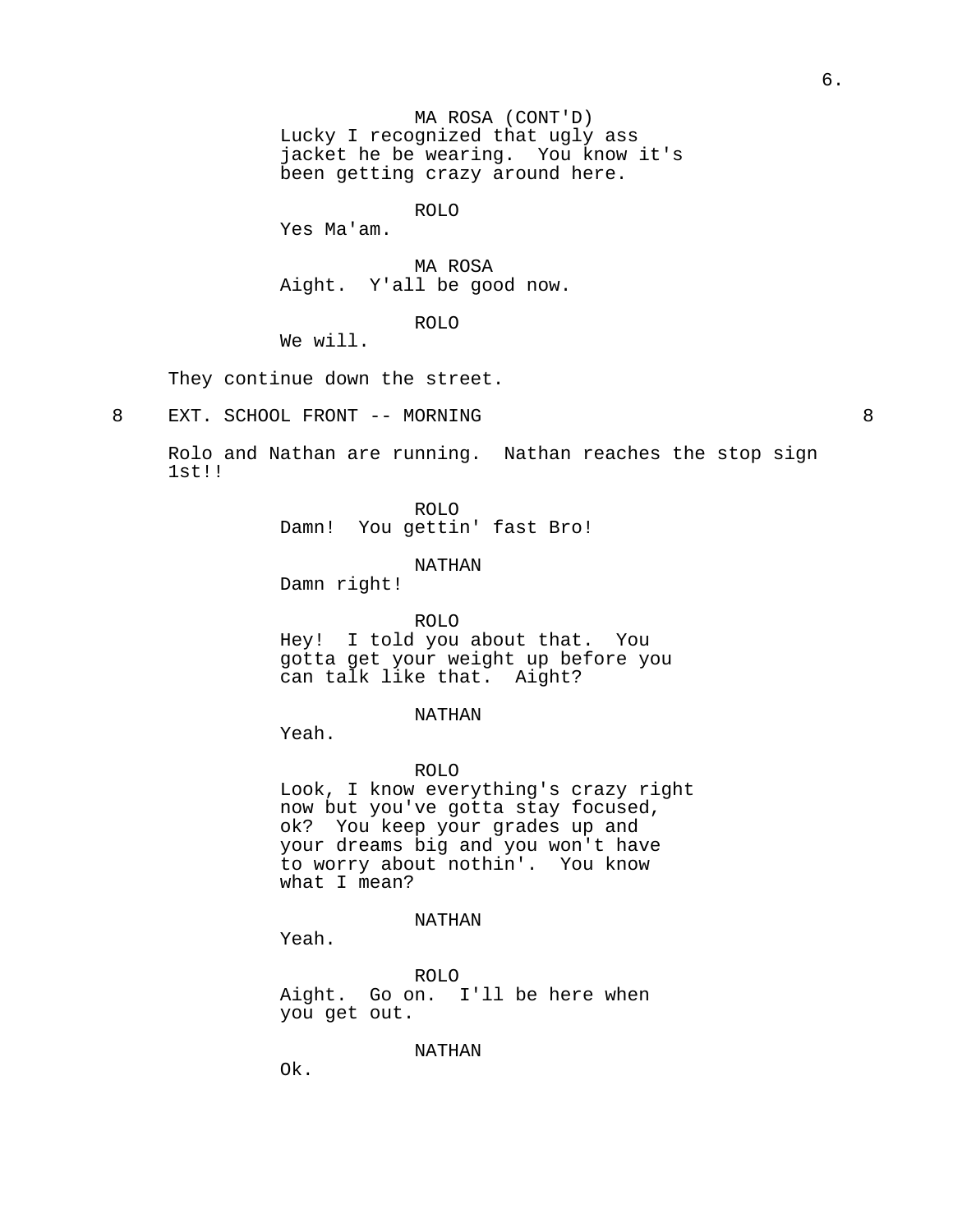MA ROSA (CONT'D)
Lucky I recognized that ugly ass jacket he be wearing. You know it's been getting crazy around here.

ROLO
Yes Ma'am.

MA ROSA
Aight. Y'all be good now.

ROLO
We will.

They continue down the street.

8 EXT. SCHOOL FRONT -- MORNING 8

Rolo and Nathan are running. Nathan reaches the stop sign 1st!!

ROLO
Damn! You gettin' fast Bro!

NATHAN
Damn right!

ROLO
Hey! I told you about that. You gotta get your weight up before you can talk like that. Aight?

NATHAN
Yeah.

ROLO
Look, I know everything's crazy right now but you've gotta stay focused, ok? You keep your grades up and your dreams big and you won't have to worry about nothin'. You know what I mean?

NATHAN
Yeah.

ROLO
Aight. Go on. I'll be here when you get out.

NATHAN
Ok.